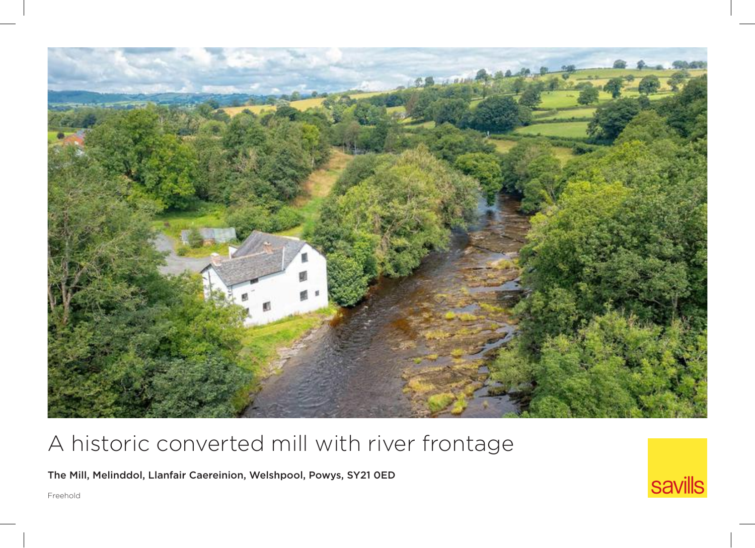# A historic converted mill with river frontage

**The Mill, Melinddol, Llanfair Caereinion, Welshpool, Powys, SY21 0ED**

Freehold

savills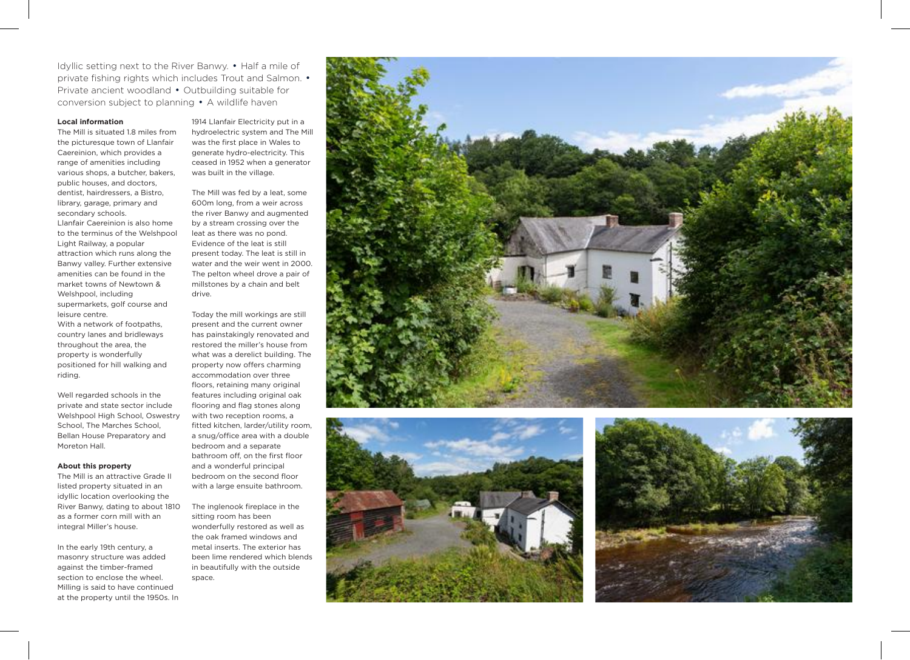Idyllic setting next to the River Banwy. • Half a mile of private fishing rights which includes Trout and Salmon. • Private ancient woodland • Outbuilding suitable for conversion subject to planning • A wildlife haven

**Local information**

The Mill is situated 1.8 miles from the picturesque town of Llanfair Caereinion, which provides a range of amenities including various shops, a butcher, bakers, public houses, and doctors, dentist, hairdressers, a Bistro, library, garage, primary and secondary schools.

Llanfair Caereinion is also home to the terminus of the Welshpool Light Railway, a popular attraction which runs along the Banwy valley. Further extensive amenities can be found in the market towns of Newtown & Welshpool, including supermarkets, golf course and leisure centre.

With a network of footpaths, country lanes and bridleways throughout the area, the property is wonderfully positioned for hill walking and riding.

Well regarded schools in the private and state sector include Welshpool High School, Oswestry School, The Marches School, Bellan House Preparatory and Moreton Hall.

**About this property**

The Mill is an attractive Grade II listed property situated in an idyllic location overlooking the River Banwy, dating to about 1810 as a former corn mill with an integral Miller's house.

In the early 19th century, a masonry structure was added against the timber-framed section to enclose the wheel. Milling is said to have continued at the property until the 1950s. In 1914 Llanfair Electricity put in a hydroelectric system and The Mill was the first place in Wales to generate hydro-electricity. This ceased in 1952 when a generator was built in the village.

The Mill was fed by a leat, some 600m long, from a weir across the river Banwy and augmented by a stream crossing over the leat as there was no pond. Evidence of the leat is still present today. The leat is still in water and the weir went in 2000. The pelton wheel drove a pair of millstones by a chain and belt drive.

Today the mill workings are still present and the current owner has painstakingly renovated and restored the miller's house from what was a derelict building. The property now offers charming accommodation over three floors, retaining many original features including original oak flooring and flag stones along with two reception rooms, a fitted kitchen, larder/utility room, a snug/office area with a double bedroom and a separate bathroom off, on the first floor and a wonderful principal bedroom on the second floor with a large ensuite bathroom.

The inglenook fireplace in the sitting room has been wonderfully restored as well as the oak framed windows and metal inserts. The exterior has been lime rendered which blends in beautifully with the outside space.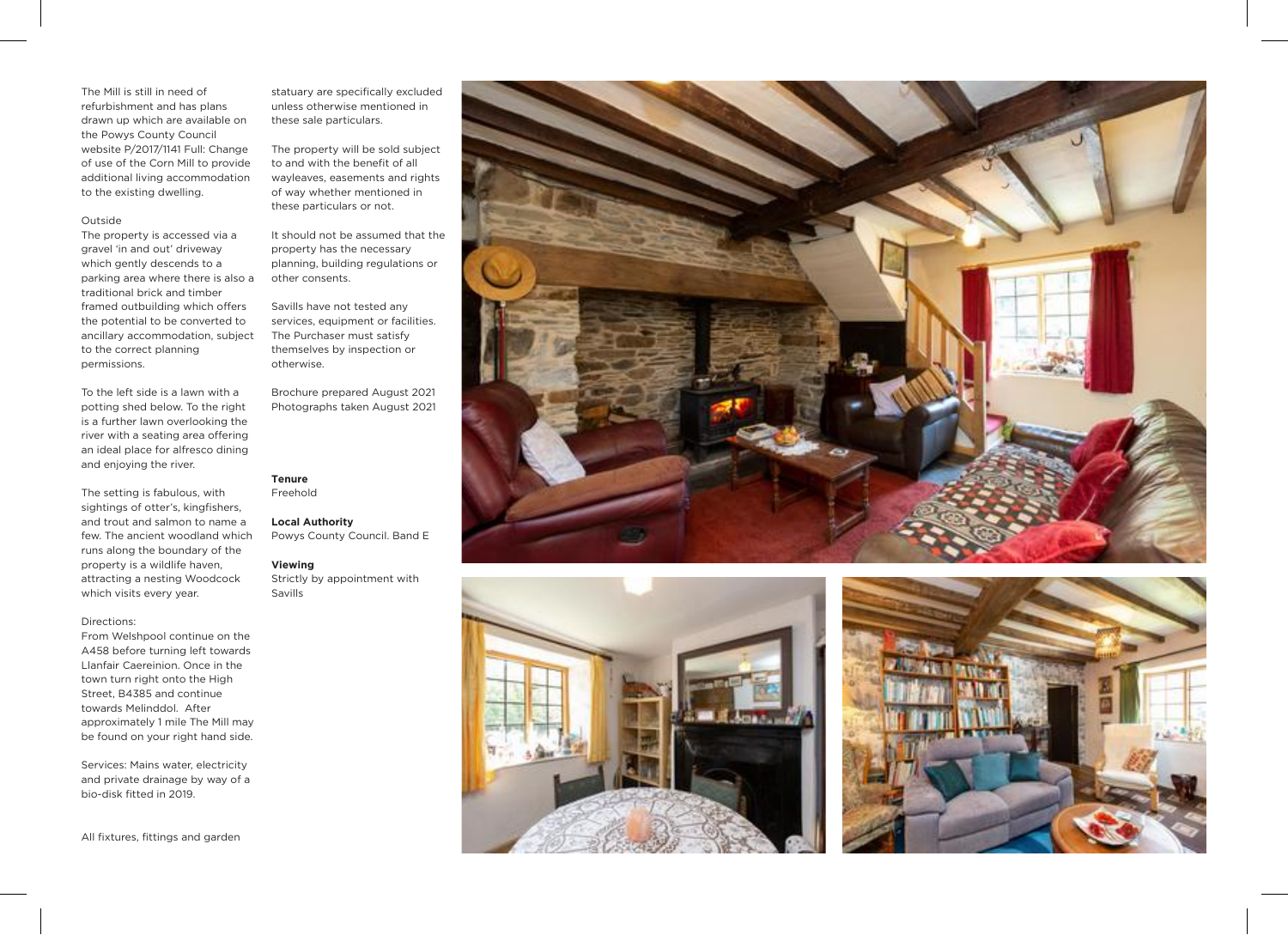The Mill is still in need of refurbishment and has plans drawn up which are available on the Powys County Council website P/2017/1141 Full: Change of use of the Corn Mill to provide additional living accommodation to the existing dwelling.

Outside

The property is accessed via a gravel 'in and out' driveway which gently descends to a parking area where there is also a traditional brick and timber framed outbuilding which offers the potential to be converted to ancillary accommodation, subject to the correct planning permissions.

To the left side is a lawn with a potting shed below. To the right is a further lawn overlooking the river with a seating area offering an ideal place for alfresco dining and enjoying the river.

The setting is fabulous, with sightings of otter's, kingfishers, and trout and salmon to name a few. The ancient woodland which runs along the boundary of the property is a wildlife haven, attracting a nesting Woodcock which visits every year.

Directions:

From Welshpool continue on the A458 before turning left towards Llanfair Caereinion. Once in the town turn right onto the High Street, B4385 and continue towards Melinddol. After approximately 1 mile The Mill may be found on your right hand side.

Services: Mains water, electricity and private drainage by way of a bio-disk fitted in 2019.

All fixtures, fittings and garden statuary are specifically excluded unless otherwise mentioned in these sale particulars.

The property will be sold subject to and with the benefit of all wayleaves, easements and rights of way whether mentioned in these particulars or not.

It should not be assumed that the property has the necessary planning, building regulations or other consents.

Savills have not tested any services, equipment or facilities. The Purchaser must satisfy themselves by inspection or otherwise.

Brochure prepared August 2021
Photographs taken August 2021

**Tenure**
Freehold

**Local Authority**
Powys County Council. Band E

**Viewing**
Strictly by appointment with Savills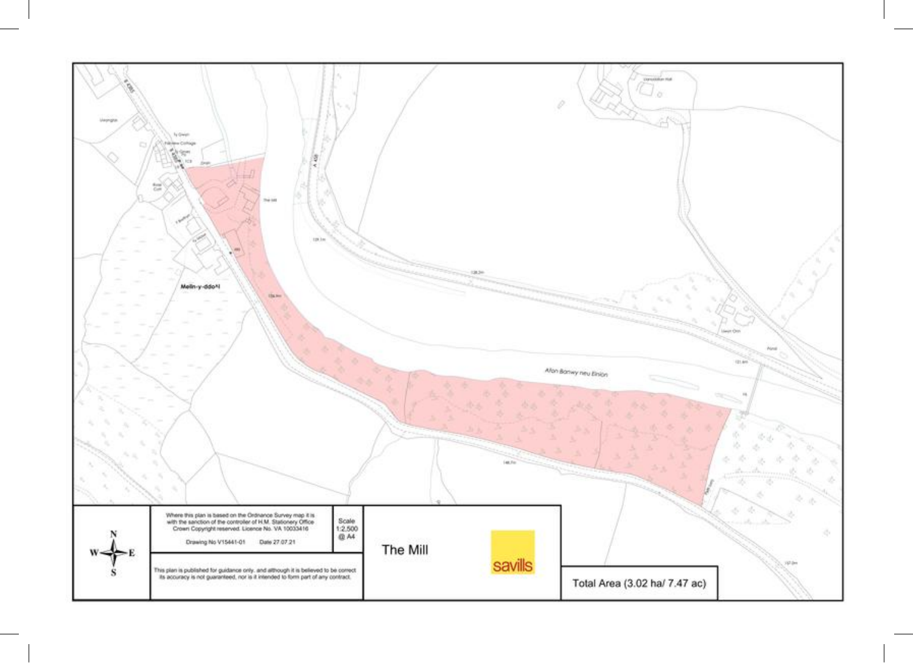Where this plan is based on the Ordnance Survey map it is with the sanction of the controller of H.M. Stationery Office Crown Copyright reserved. Licence No. VA 10033416

Drawing No V15441-01 Date 27.07.21

Scale 1:2,500 @ A4

This plan is published for guidance only, and although it is believed to be correct its accuracy is not guaranteed, nor is it intended to form part of any contract.

# The Mill

savills

Total Area (3.02 ha/ 7.47 ac)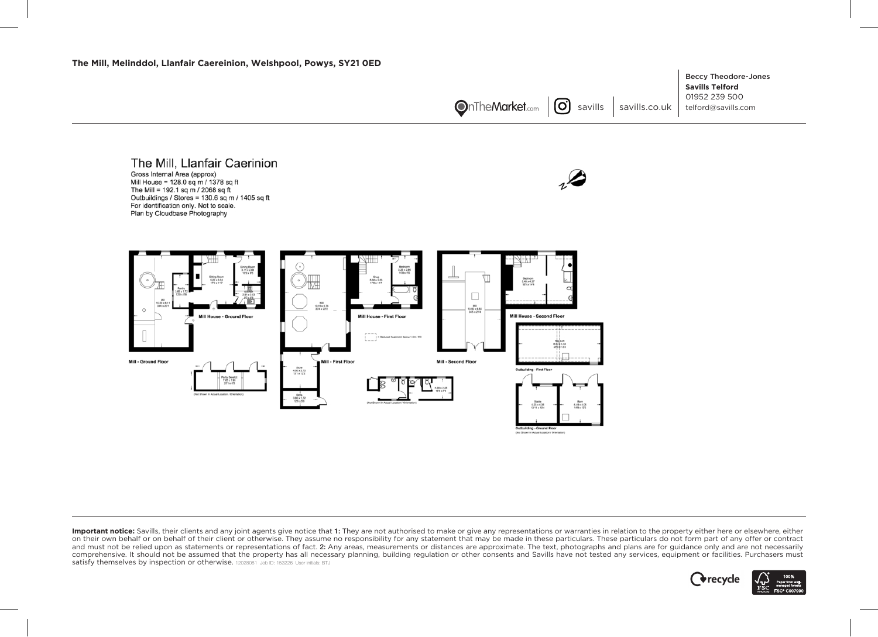**The Mill, Melinddol, Llanfair Caereinion, Welshpool, Powys, SY21 0ED**

OnTheMarket.com | savills | savills.co.uk

Beccy Theodore-Jones
**Savills Telford**
01952 239 500
telford@savills.com

## The Mill, Llanfair Caerinion

Gross Internal Area (approx)
Mill House = 128.0 sq m / 1378 sq ft
The Mill = 192.1 sq m / 2068 sq ft
Outbuildings / Stores = 130.6 sq m / 1405 sq ft
For identification only. Not to scale.
Plan by Cloudbase Photography

Mill House - Ground Floor
Sitting Room 4.31 x 3.54 14'2 x 11'7
Dining Room 3.15 x 2.86 10'4 x 9'5
Kitchen 2.91 x 1.73
Pantry 3.66 x 1.72 12'0 x 5'8
Mill 10.20 x 6.11 33'6 x 20'1
Mill - Ground Floor
Party Seedst 7.85 x 1.98 25'1 x 6'5
(Not Shown In Actual Location / Orientation)

Mill House - First Floor
Snug 5.38 x 3.45 17'8 x 11'4
Bedroom 3.25 x 2.86 10'8 x 9'5
Mill 10.15 x 6.75 33'4 x 22'2
Reduced headroom below 1.5m / 5'0
Mill - First Floor
Store 4.00 x 3.70 13'1 x 12'2
Stable 3.80 x 1.72 12'6 x 5'8
4.69 x 2.25 15'5 x 7'5
(Not Shown In Actual Location / Orientation)

Mill - Second Floor
Mill 10.53 x 6.50 34'6 x 21'4
Mill House - Second Floor
Bedroom 5.48 x 4.27 18'0 x 14'0

Outbuilding - First Floor
Hay Loft 8.63 x 4.00 29'0 x 13'5
Outbuilding - Ground Floor
Stable 4.25 x 4.06 13'11 x 13'4
Barn 4.49 x 4.05 14'9 x 13'3
(Not Shown In Actual Location / Orientation)

**Important notice:** Savills, their clients and any joint agents give notice that **1:** They are not authorised to make or give any representations or warranties in relation to the property either here or elsewhere, either on their own behalf or on behalf of their client or otherwise. They assume no responsibility for any statement that may be made in these particulars. These particulars do not form part of any offer or contract and must not be relied upon as statements or representations of fact. **2:** Any areas, measurements or distances are approximate. The text, photographs and plans are for guidance only and are not necessarily comprehensive. It should not be assumed that the property has all necessary planning, building regulation or other consents and Savills have not tested any services, equipment or facilities. Purchasers must satisfy themselves by inspection or otherwise. 12028081 Job ID: 153226 User initials: BTJ